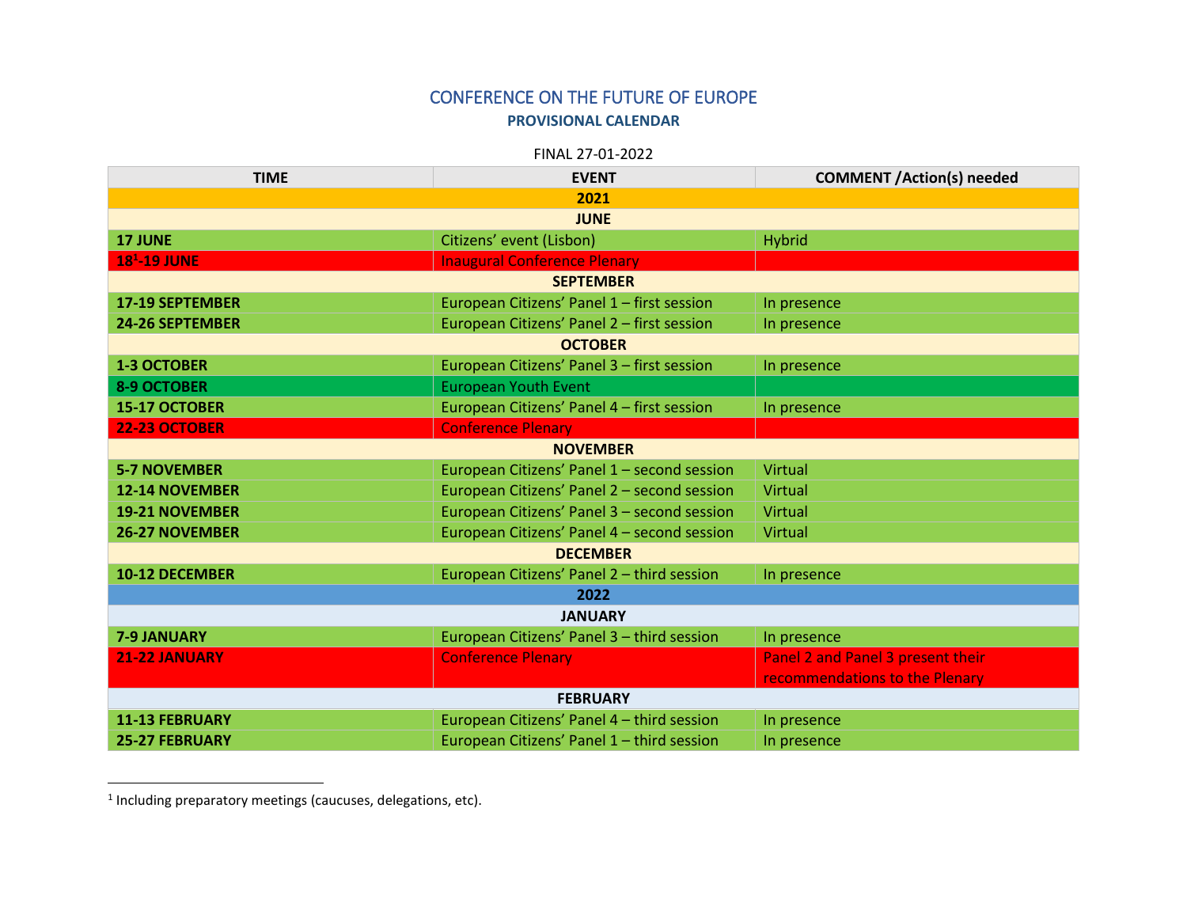# CONFERENCE ON THE FUTURE OF EUROPE

## PROVISIONAL CALENDAR

FINAL 27-01-2022

| TIME | EVENT | COMMENT /Action(s) needed |
|---|---|---|
| **2021** | | |
| **JUNE** | | |
| **17 JUNE** | Citizens' event (Lisbon) | Hybrid |
| **18[1]-19 JUNE** | Inaugural Conference Plenary | |
| **SEPTEMBER** | | |
| **17-19 SEPTEMBER** | European Citizens' Panel 1 – first session | In presence |
| **24-26 SEPTEMBER** | European Citizens' Panel 2 – first session | In presence |
| **OCTOBER** | | |
| **1-3 OCTOBER** | European Citizens' Panel 3 – first session | In presence |
| **8-9 OCTOBER** | European Youth Event | |
| **15-17 OCTOBER** | European Citizens' Panel 4 – first session | In presence |
| **22-23 OCTOBER** | Conference Plenary | |
| **NOVEMBER** | | |
| **5-7 NOVEMBER** | European Citizens' Panel 1 – second session | Virtual |
| **12-14 NOVEMBER** | European Citizens' Panel 2 – second session | Virtual |
| **19-21 NOVEMBER** | European Citizens' Panel 3 – second session | Virtual |
| **26-27 NOVEMBER** | European Citizens' Panel 4 – second session | Virtual |
| **DECEMBER** | | |
| **10-12 DECEMBER** | European Citizens' Panel 2 – third session | In presence |
| **2022** | | |
| **JANUARY** | | |
| **7-9 JANUARY** | European Citizens' Panel 3 – third session | In presence |
| **21-22 JANUARY** | Conference Plenary | Panel 2 and Panel 3 present their recommendations to the Plenary |
| **FEBRUARY** | | |
| **11-13 FEBRUARY** | European Citizens' Panel 4 – third session | In presence |
| **25-27 FEBRUARY** | European Citizens' Panel 1 – third session | In presence |

[1] Including preparatory meetings (caucuses, delegations, etc).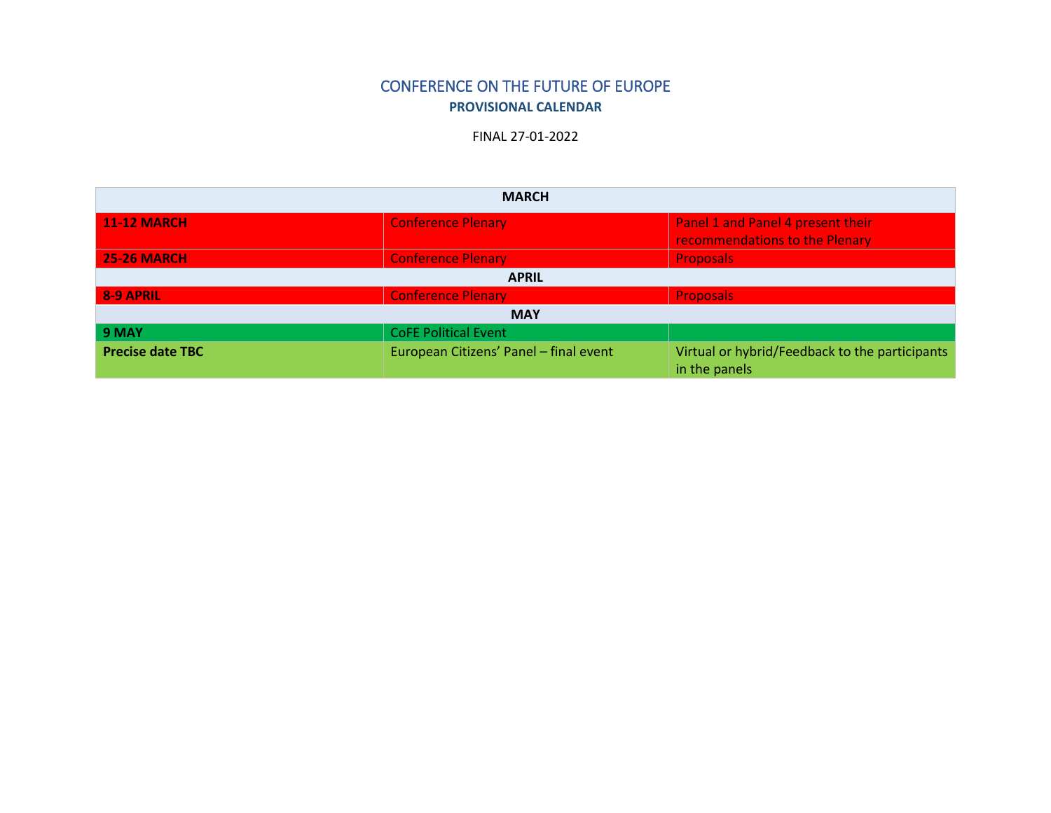# CONFERENCE ON THE FUTURE OF EUROPE

**PROVISIONAL CALENDAR**

FINAL 27-01-2022

| | | |
|---|---|---|
| **MARCH** | | |
| **11-12 MARCH** | Conference Plenary | Panel 1 and Panel 4 present their recommendations to the Plenary |
| **25-26 MARCH** | Conference Plenary | Proposals |
| **APRIL** | | |
| **8-9 APRIL** | Conference Plenary | Proposals |
| **MAY** | | |
| **9 MAY** | CoFE Political Event | |
| **Precise date TBC** | European Citizens' Panel – final event | Virtual or hybrid/Feedback to the participants in the panels |